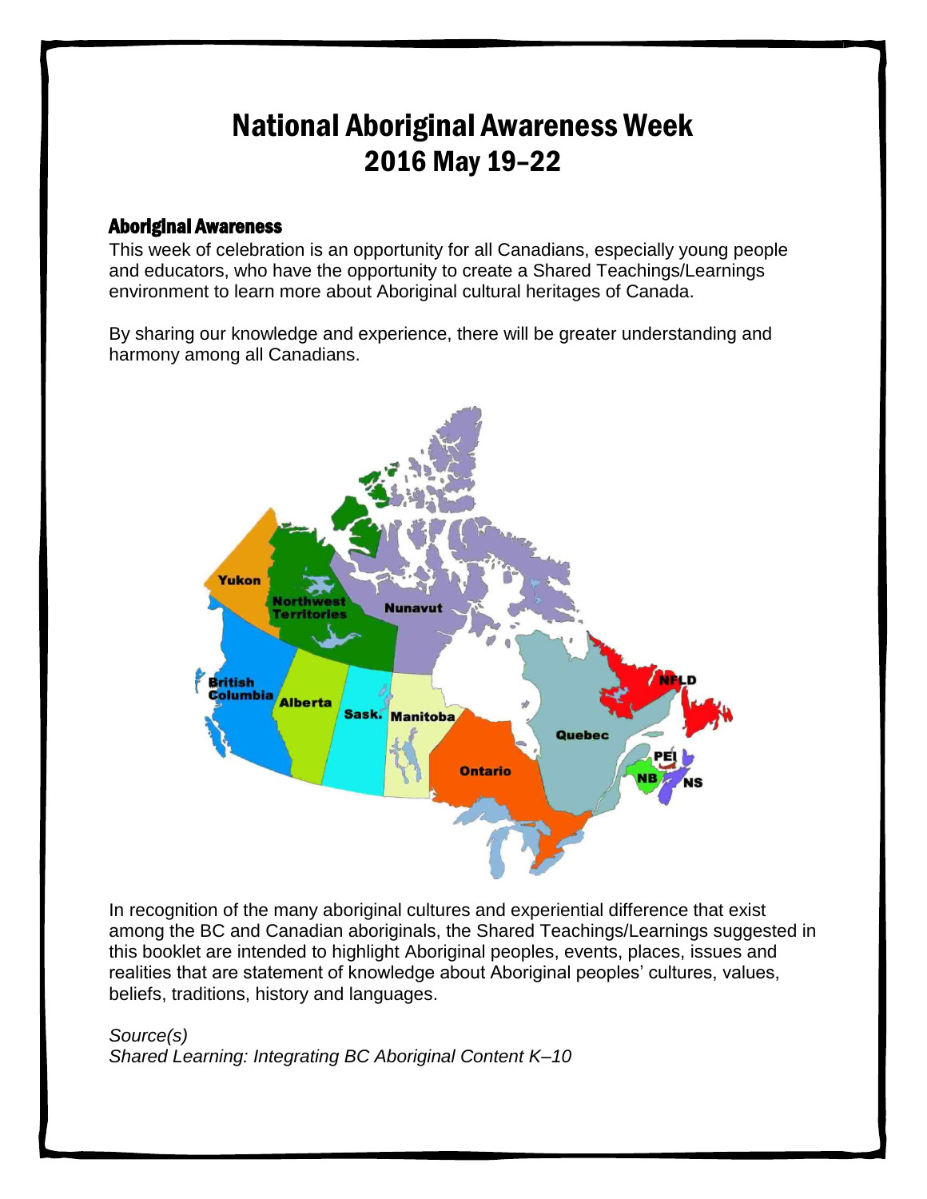# National Aboriginal Awareness Week
# 2016 May 19–22

## Aboriginal Awareness

This week of celebration is an opportunity for all Canadians, especially young people and educators, who have the opportunity to create a Shared Teachings/Learnings environment to learn more about Aboriginal cultural heritages of Canada.

By sharing our knowledge and experience, there will be greater understanding and harmony among all Canadians.

Yukon
Northwest Territories
Nunavut
British Columbia
Alberta
Sask.
Manitoba
Ontario
Quebec
NFLD
PEI
NB
NS

In recognition of the many aboriginal cultures and experiential difference that exist among the BC and Canadian aboriginals, the Shared Teachings/Learnings suggested in this booklet are intended to highlight Aboriginal peoples, events, places, issues and realities that are statement of knowledge about Aboriginal peoples' cultures, values, beliefs, traditions, history and languages.

*Source(s)*
*Shared Learning: Integrating BC Aboriginal Content K–10*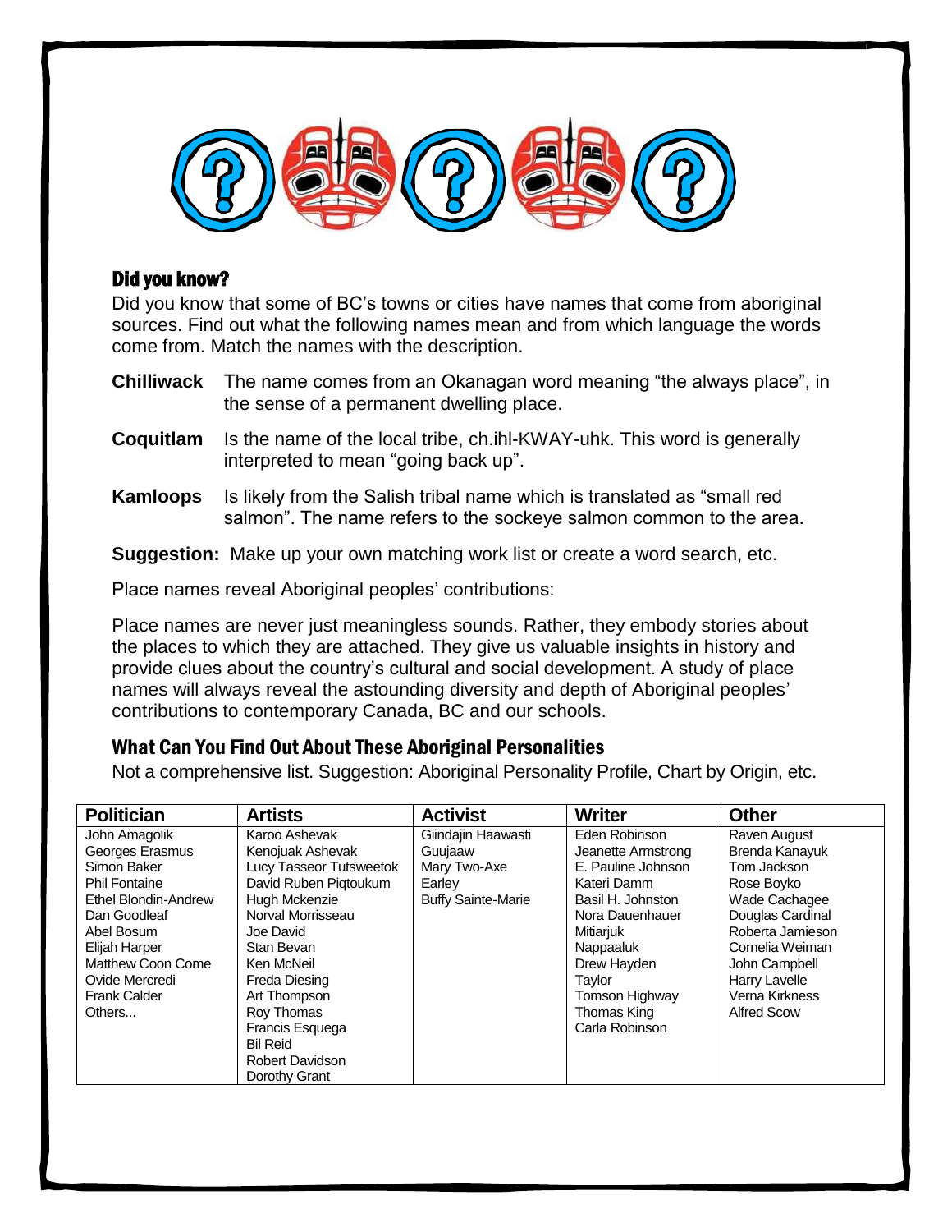## Did you know?

Did you know that some of BC's towns or cities have names that come from aboriginal sources. Find out what the following names mean and from which language the words come from. Match the names with the description.

**Chilliwack** The name comes from an Okanagan word meaning "the always place", in the sense of a permanent dwelling place.

**Coquitlam** Is the name of the local tribe, ch.ihl-KWAY-uhk. This word is generally interpreted to mean "going back up".

**Kamloops** Is likely from the Salish tribal name which is translated as "small red salmon". The name refers to the sockeye salmon common to the area.

**Suggestion:** Make up your own matching work list or create a word search, etc.

Place names reveal Aboriginal peoples' contributions:

Place names are never just meaningless sounds. Rather, they embody stories about the places to which they are attached. They give us valuable insights in history and provide clues about the country's cultural and social development. A study of place names will always reveal the astounding diversity and depth of Aboriginal peoples' contributions to contemporary Canada, BC and our schools.

## What Can You Find Out About These Aboriginal Personalities

Not a comprehensive list. Suggestion: Aboriginal Personality Profile, Chart by Origin, etc.

| Politician | Artists | Activist | Writer | Other |
|---|---|---|---|---|
| John Amagolik | Karoo Ashevak | Giindajin Haawasti | Eden Robinson | Raven August |
| Georges Erasmus | Kenojuak Ashevak | Guujaaw | Jeanette Armstrong | Brenda Kanayuk |
| Simon Baker | Lucy Tasseor Tutsweetok | Mary Two-Axe | E. Pauline Johnson | Tom Jackson |
| Phil Fontaine | David Ruben Piqtoukum | Earley | Kateri Damm | Rose Boyko |
| Ethel Blondin-Andrew | Hugh Mckenzie | Buffy Sainte-Marie | Basil H. Johnston | Wade Cachagee |
| Dan Goodleaf | Norval Morrisseau | | Nora Dauenhauer | Douglas Cardinal |
| Abel Bosum | Joe David | | Mitiarjuk | Roberta Jamieson |
| Elijah Harper | Stan Bevan | | Nappaaluk | Cornelia Weiman |
| Matthew Coon Come | Ken McNeil | | Drew Hayden | John Campbell |
| Ovide Mercredi | Freda Diesing | | Taylor | Harry Lavelle |
| Frank Calder | Art Thompson | | Tomson Highway | Verna Kirkness |
| Others... | Roy Thomas | | Thomas King | Alfred Scow |
| | Francis Esquega | | Carla Robinson | |
| | Bil Reid | | | |
| | Robert Davidson | | | |
| | Dorothy Grant | | | |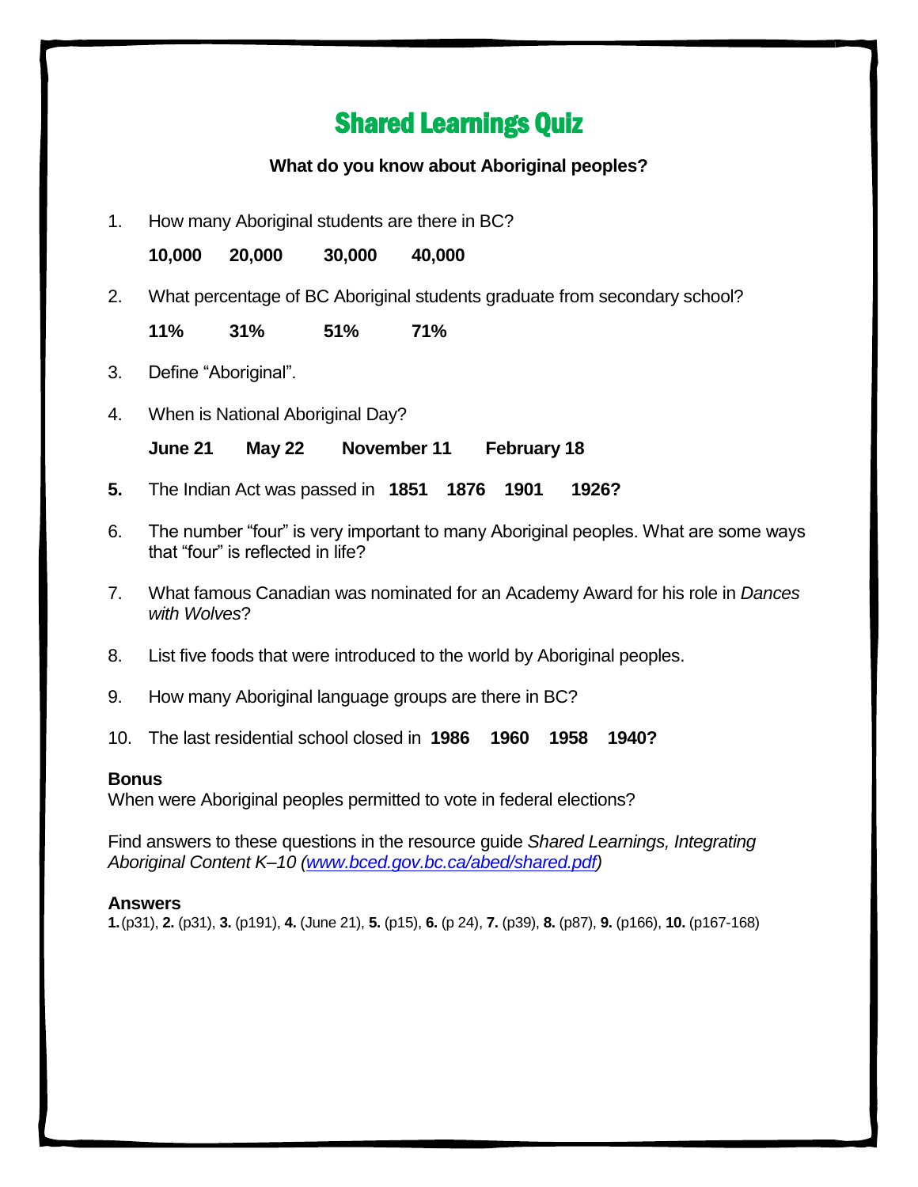# Shared Learnings Quiz

**What do you know about Aboriginal peoples?**

1. How many Aboriginal students are there in BC?

   **10,000 20,000 30,000 40,000**

2. What percentage of BC Aboriginal students graduate from secondary school?

   **11% 31% 51% 71%**

3. Define "Aboriginal".

4. When is National Aboriginal Day?

   **June 21 May 22 November 11 February 18**

5. The Indian Act was passed in **1851 1876 1901 1926?**

6. The number "four" is very important to many Aboriginal peoples. What are some ways that "four" is reflected in life?

7. What famous Canadian was nominated for an Academy Award for his role in *Dances with Wolves*?

8. List five foods that were introduced to the world by Aboriginal peoples.

9. How many Aboriginal language groups are there in BC?

10. The last residential school closed in **1986 1960 1958 1940?**

**Bonus**
When were Aboriginal peoples permitted to vote in federal elections?

Find answers to these questions in the resource guide *Shared Learnings, Integrating Aboriginal Content K–10 (www.bced.gov.bc.ca/abed/shared.pdf)*

**Answers**
**1.** (p31), **2.** (p31), **3.** (p191), **4.** (June 21), **5.** (p15), **6.** (p 24), **7.** (p39), **8.** (p87), **9.** (p166), **10.** (p167-168)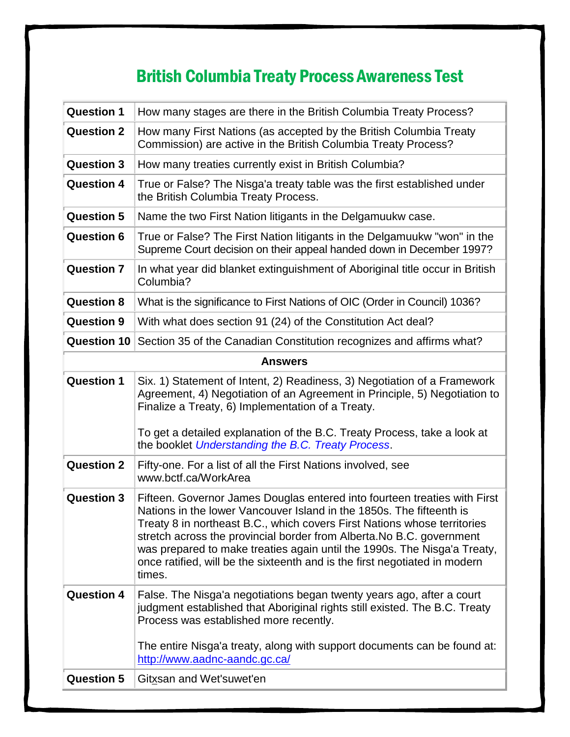# British Columbia Treaty Process Awareness Test

| | |
|---|---|
| **Question 1** | How many stages are there in the British Columbia Treaty Process? |
| **Question 2** | How many First Nations (as accepted by the British Columbia Treaty Commission) are active in the British Columbia Treaty Process? |
| **Question 3** | How many treaties currently exist in British Columbia? |
| **Question 4** | True or False? The Nisga'a treaty table was the first established under the British Columbia Treaty Process. |
| **Question 5** | Name the two First Nation litigants in the Delgamuukw case. |
| **Question 6** | True or False? The First Nation litigants in the Delgamuukw "won" in the Supreme Court decision on their appeal handed down in December 1997? |
| **Question 7** | In what year did blanket extinguishment of Aboriginal title occur in British Columbia? |
| **Question 8** | What is the significance to First Nations of OIC (Order in Council) 1036? |
| **Question 9** | With what does section 91 (24) of the Constitution Act deal? |
| **Question 10** | Section 35 of the Canadian Constitution recognizes and affirms what? |
| **Answers** | |
| **Question 1** | Six. 1) Statement of Intent, 2) Readiness, 3) Negotiation of a Framework Agreement, 4) Negotiation of an Agreement in Principle, 5) Negotiation to Finalize a Treaty, 6) Implementation of a Treaty.<br><br>To get a detailed explanation of the B.C. Treaty Process, take a look at the booklet *Understanding the B.C. Treaty Process*. |
| **Question 2** | Fifty-one. For a list of all the First Nations involved, see www.bctf.ca/WorkArea |
| **Question 3** | Fifteen. Governor James Douglas entered into fourteen treaties with First Nations in the lower Vancouver Island in the 1850s. The fifteenth is Treaty 8 in northeast B.C., which covers First Nations whose territories stretch across the provincial border from Alberta.No B.C. government was prepared to make treaties again until the 1990s. The Nisga'a Treaty, once ratified, will be the sixteenth and is the first negotiated in modern times. |
| **Question 4** | False. The Nisga'a negotiations began twenty years ago, after a court judgment established that Aboriginal rights still existed. The B.C. Treaty Process was established more recently.<br><br>The entire Nisga'a treaty, along with support documents can be found at: http://www.aadnc-aandc.gc.ca/ |
| **Question 5** | Gitxsan and Wet'suwet'en |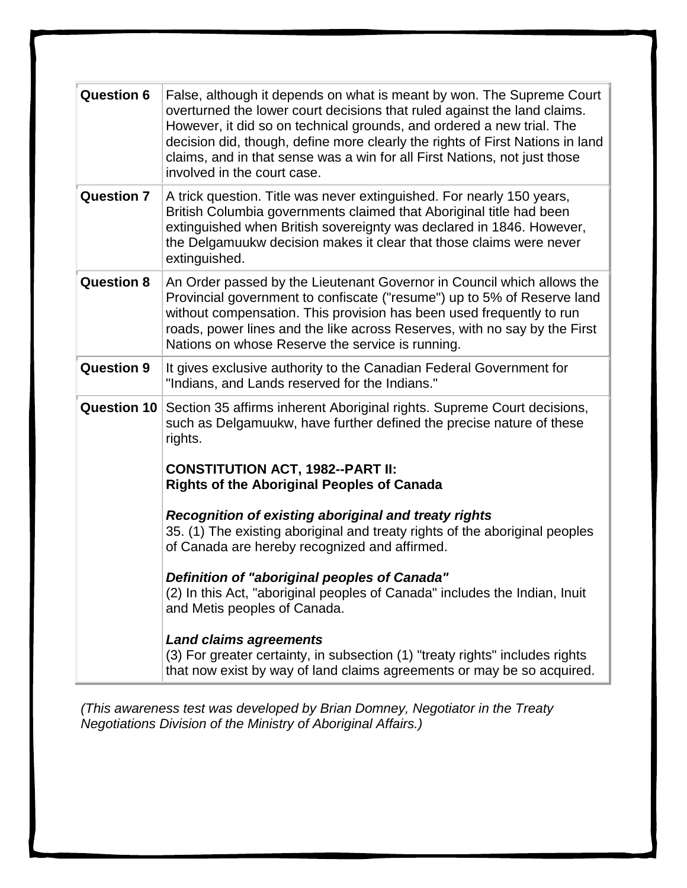| | |
|---|---|
| **Question 6** | False, although it depends on what is meant by won. The Supreme Court overturned the lower court decisions that ruled against the land claims. However, it did so on technical grounds, and ordered a new trial. The decision did, though, define more clearly the rights of First Nations in land claims, and in that sense was a win for all First Nations, not just those involved in the court case. |
| **Question 7** | A trick question. Title was never extinguished. For nearly 150 years, British Columbia governments claimed that Aboriginal title had been extinguished when British sovereignty was declared in 1846. However, the Delgamuukw decision makes it clear that those claims were never extinguished. |
| **Question 8** | An Order passed by the Lieutenant Governor in Council which allows the Provincial government to confiscate ("resume") up to 5% of Reserve land without compensation. This provision has been used frequently to run roads, power lines and the like across Reserves, with no say by the First Nations on whose Reserve the service is running. |
| **Question 9** | It gives exclusive authority to the Canadian Federal Government for "Indians, and Lands reserved for the Indians." |
| **Question 10** | Section 35 affirms inherent Aboriginal rights. Supreme Court decisions, such as Delgamuukw, have further defined the precise nature of these rights.<br><br>**CONSTITUTION ACT, 1982--PART II:**<br>**Rights of the Aboriginal Peoples of Canada**<br><br>***Recognition of existing aboriginal and treaty rights***<br>35. (1) The existing aboriginal and treaty rights of the aboriginal peoples of Canada are hereby recognized and affirmed.<br><br>***Definition of "aboriginal peoples of Canada"***<br>(2) In this Act, "aboriginal peoples of Canada" includes the Indian, Inuit and Metis peoples of Canada.<br><br>***Land claims agreements***<br>(3) For greater certainty, in subsection (1) "treaty rights" includes rights that now exist by way of land claims agreements or may be so acquired. |

*(This awareness test was developed by Brian Domney, Negotiator in the Treaty Negotiations Division of the Ministry of Aboriginal Affairs.)*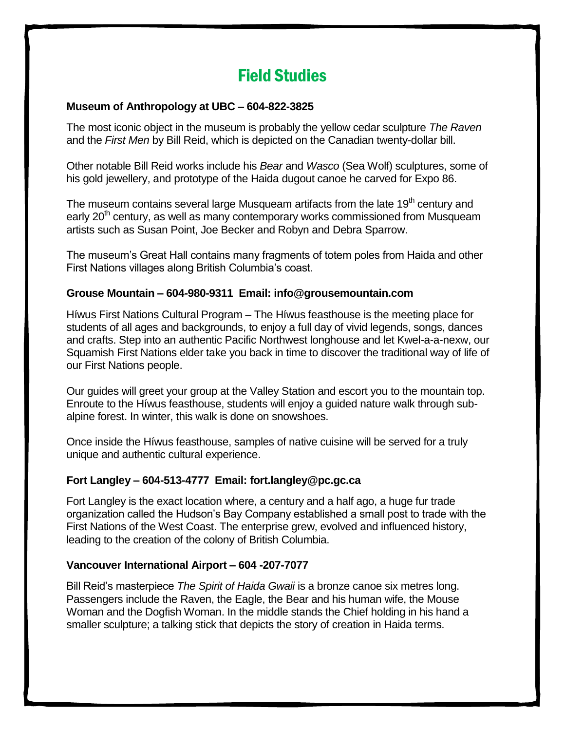# Field Studies

**Museum of Anthropology at UBC – 604-822-3825**

The most iconic object in the museum is probably the yellow cedar sculpture *The Raven* and the *First Men* by Bill Reid, which is depicted on the Canadian twenty-dollar bill.

Other notable Bill Reid works include his *Bear* and *Wasco* (Sea Wolf) sculptures, some of his gold jewellery, and prototype of the Haida dugout canoe he carved for Expo 86.

The museum contains several large Musqueam artifacts from the late 19th century and early 20th century, as well as many contemporary works commissioned from Musqueam artists such as Susan Point, Joe Becker and Robyn and Debra Sparrow.

The museum's Great Hall contains many fragments of totem poles from Haida and other First Nations villages along British Columbia's coast.

**Grouse Mountain – 604-980-9311 Email: info@grousemountain.com**

Híwus First Nations Cultural Program – The Híwus feasthouse is the meeting place for students of all ages and backgrounds, to enjoy a full day of vivid legends, songs, dances and crafts. Step into an authentic Pacific Northwest longhouse and let Kwel-a-a-nexw, our Squamish First Nations elder take you back in time to discover the traditional way of life of our First Nations people.

Our guides will greet your group at the Valley Station and escort you to the mountain top. Enroute to the Híwus feasthouse, students will enjoy a guided nature walk through sub-alpine forest. In winter, this walk is done on snowshoes.

Once inside the Híwus feasthouse, samples of native cuisine will be served for a truly unique and authentic cultural experience.

**Fort Langley – 604-513-4777 Email: fort.langley@pc.gc.ca**

Fort Langley is the exact location where, a century and a half ago, a huge fur trade organization called the Hudson's Bay Company established a small post to trade with the First Nations of the West Coast. The enterprise grew, evolved and influenced history, leading to the creation of the colony of British Columbia.

**Vancouver International Airport – 604 -207-7077**

Bill Reid's masterpiece *The Spirit of Haida Gwaii* is a bronze canoe six metres long. Passengers include the Raven, the Eagle, the Bear and his human wife, the Mouse Woman and the Dogfish Woman. In the middle stands the Chief holding in his hand a smaller sculpture; a talking stick that depicts the story of creation in Haida terms.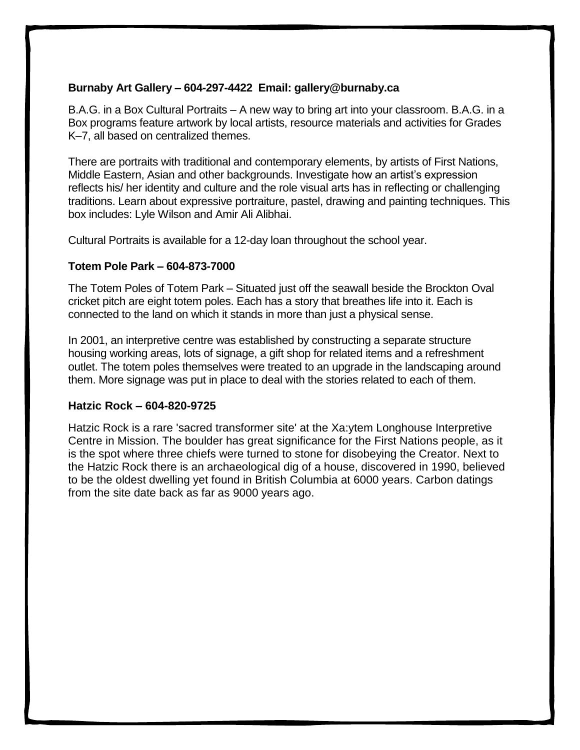**Burnaby Art Gallery – 604-297-4422 Email: gallery@burnaby.ca**

B.A.G. in a Box Cultural Portraits – A new way to bring art into your classroom. B.A.G. in a Box programs feature artwork by local artists, resource materials and activities for Grades K–7, all based on centralized themes.

There are portraits with traditional and contemporary elements, by artists of First Nations, Middle Eastern, Asian and other backgrounds. Investigate how an artist's expression reflects his/ her identity and culture and the role visual arts has in reflecting or challenging traditions. Learn about expressive portraiture, pastel, drawing and painting techniques. This box includes: Lyle Wilson and Amir Ali Alibhai.

Cultural Portraits is available for a 12-day loan throughout the school year.

**Totem Pole Park – 604-873-7000**

The Totem Poles of Totem Park – Situated just off the seawall beside the Brockton Oval cricket pitch are eight totem poles. Each has a story that breathes life into it. Each is connected to the land on which it stands in more than just a physical sense.

In 2001, an interpretive centre was established by constructing a separate structure housing working areas, lots of signage, a gift shop for related items and a refreshment outlet. The totem poles themselves were treated to an upgrade in the landscaping around them. More signage was put in place to deal with the stories related to each of them.

**Hatzic Rock – 604-820-9725**

Hatzic Rock is a rare 'sacred transformer site' at the Xa:ytem Longhouse Interpretive Centre in Mission. The boulder has great significance for the First Nations people, as it is the spot where three chiefs were turned to stone for disobeying the Creator. Next to the Hatzic Rock there is an archaeological dig of a house, discovered in 1990, believed to be the oldest dwelling yet found in British Columbia at 6000 years. Carbon datings from the site date back as far as 9000 years ago.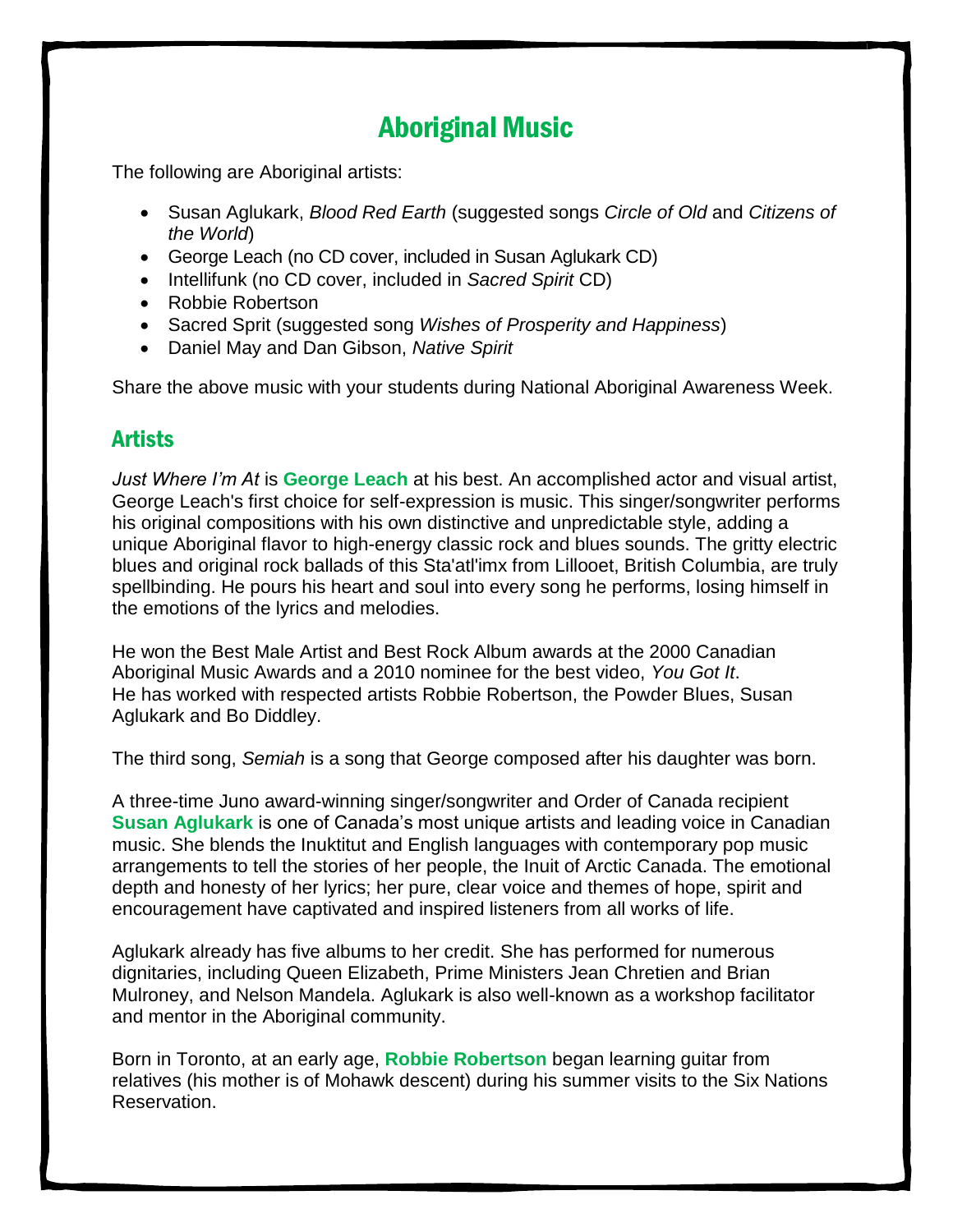# Aboriginal Music

The following are Aboriginal artists:

- Susan Aglukark, *Blood Red Earth* (suggested songs *Circle of Old* and *Citizens of the World*)
- George Leach (no CD cover, included in Susan Aglukark CD)
- Intellifunk (no CD cover, included in *Sacred Spirit* CD)
- Robbie Robertson
- Sacred Sprit (suggested song *Wishes of Prosperity and Happiness*)
- Daniel May and Dan Gibson, *Native Spirit*

Share the above music with your students during National Aboriginal Awareness Week.

## Artists

*Just Where I'm At* is **George Leach** at his best. An accomplished actor and visual artist, George Leach's first choice for self-expression is music. This singer/songwriter performs his original compositions with his own distinctive and unpredictable style, adding a unique Aboriginal flavor to high-energy classic rock and blues sounds. The gritty electric blues and original rock ballads of this Sta'atl'imx from Lillooet, British Columbia, are truly spellbinding. He pours his heart and soul into every song he performs, losing himself in the emotions of the lyrics and melodies.

He won the Best Male Artist and Best Rock Album awards at the 2000 Canadian Aboriginal Music Awards and a 2010 nominee for the best video, *You Got It*. He has worked with respected artists Robbie Robertson, the Powder Blues, Susan Aglukark and Bo Diddley.

The third song, *Semiah* is a song that George composed after his daughter was born.

A three-time Juno award-winning singer/songwriter and Order of Canada recipient **Susan Aglukark** is one of Canada's most unique artists and leading voice in Canadian music. She blends the Inuktitut and English languages with contemporary pop music arrangements to tell the stories of her people, the Inuit of Arctic Canada. The emotional depth and honesty of her lyrics; her pure, clear voice and themes of hope, spirit and encouragement have captivated and inspired listeners from all works of life.

Aglukark already has five albums to her credit. She has performed for numerous dignitaries, including Queen Elizabeth, Prime Ministers Jean Chretien and Brian Mulroney, and Nelson Mandela. Aglukark is also well-known as a workshop facilitator and mentor in the Aboriginal community.

Born in Toronto, at an early age, **Robbie Robertson** began learning guitar from relatives (his mother is of Mohawk descent) during his summer visits to the Six Nations Reservation.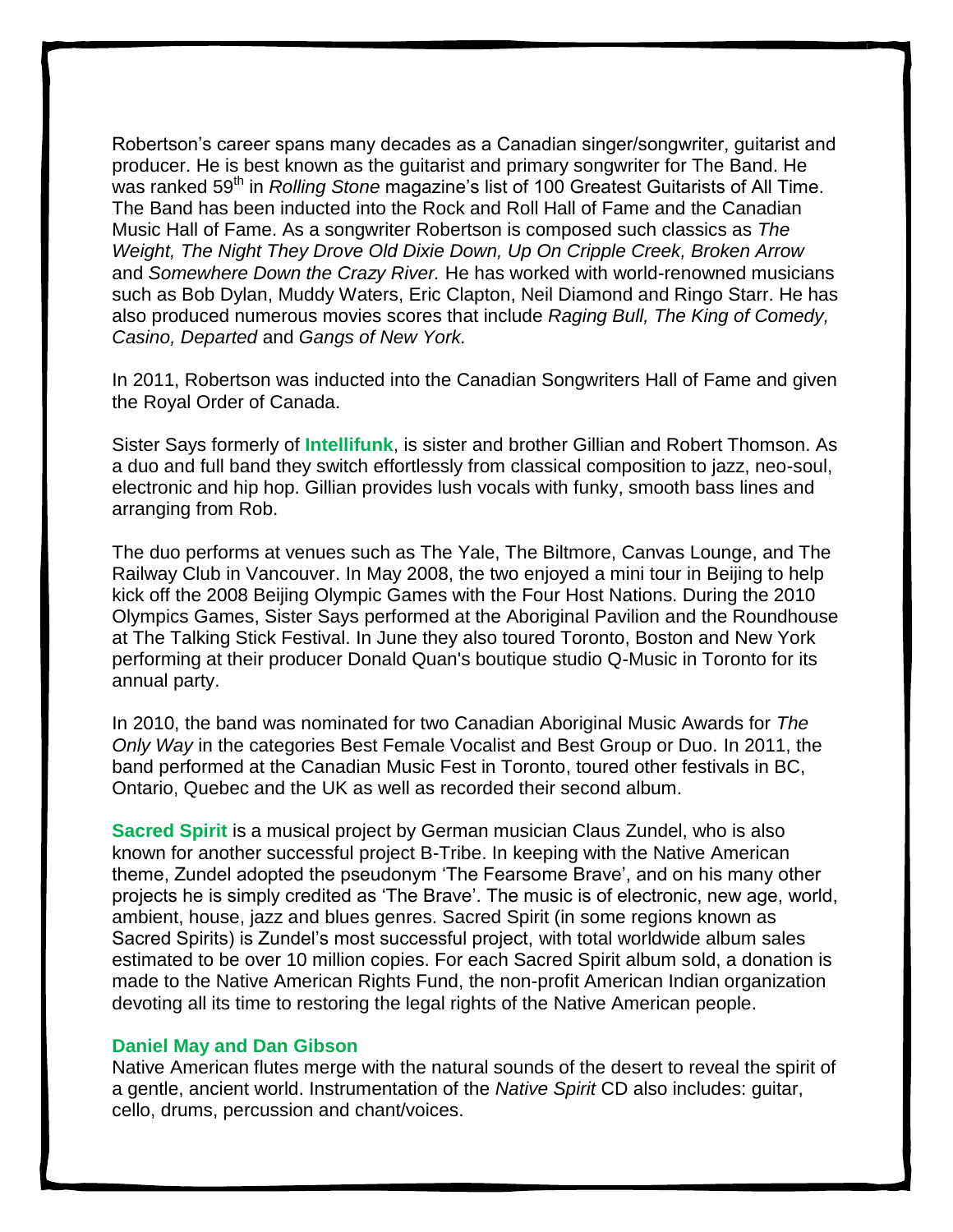Robertson's career spans many decades as a Canadian singer/songwriter, guitarist and producer. He is best known as the guitarist and primary songwriter for The Band. He was ranked 59th in *Rolling Stone* magazine's list of 100 Greatest Guitarists of All Time. The Band has been inducted into the Rock and Roll Hall of Fame and the Canadian Music Hall of Fame. As a songwriter Robertson is composed such classics as *The Weight, The Night They Drove Old Dixie Down, Up On Cripple Creek, Broken Arrow* and *Somewhere Down the Crazy River.* He has worked with world-renowned musicians such as Bob Dylan, Muddy Waters, Eric Clapton, Neil Diamond and Ringo Starr. He has also produced numerous movies scores that include *Raging Bull, The King of Comedy, Casino, Departed* and *Gangs of New York.*

In 2011, Robertson was inducted into the Canadian Songwriters Hall of Fame and given the Royal Order of Canada.

Sister Says formerly of **Intellifunk**, is sister and brother Gillian and Robert Thomson. As a duo and full band they switch effortlessly from classical composition to jazz, neo-soul, electronic and hip hop. Gillian provides lush vocals with funky, smooth bass lines and arranging from Rob.

The duo performs at venues such as The Yale, The Biltmore, Canvas Lounge, and The Railway Club in Vancouver. In May 2008, the two enjoyed a mini tour in Beijing to help kick off the 2008 Beijing Olympic Games with the Four Host Nations. During the 2010 Olympics Games, Sister Says performed at the Aboriginal Pavilion and the Roundhouse at The Talking Stick Festival. In June they also toured Toronto, Boston and New York performing at their producer Donald Quan's boutique studio Q-Music in Toronto for its annual party.

In 2010, the band was nominated for two Canadian Aboriginal Music Awards for *The Only Way* in the categories Best Female Vocalist and Best Group or Duo. In 2011, the band performed at the Canadian Music Fest in Toronto, toured other festivals in BC, Ontario, Quebec and the UK as well as recorded their second album.

**Sacred Spirit** is a musical project by German musician Claus Zundel, who is also known for another successful project B-Tribe. In keeping with the Native American theme, Zundel adopted the pseudonym 'The Fearsome Brave', and on his many other projects he is simply credited as 'The Brave'. The music is of electronic, new age, world, ambient, house, jazz and blues genres. Sacred Spirit (in some regions known as Sacred Spirits) is Zundel's most successful project, with total worldwide album sales estimated to be over 10 million copies. For each Sacred Spirit album sold, a donation is made to the Native American Rights Fund, the non-profit American Indian organization devoting all its time to restoring the legal rights of the Native American people.

**Daniel May and Dan Gibson**

Native American flutes merge with the natural sounds of the desert to reveal the spirit of a gentle, ancient world. Instrumentation of the *Native Spirit* CD also includes: guitar, cello, drums, percussion and chant/voices.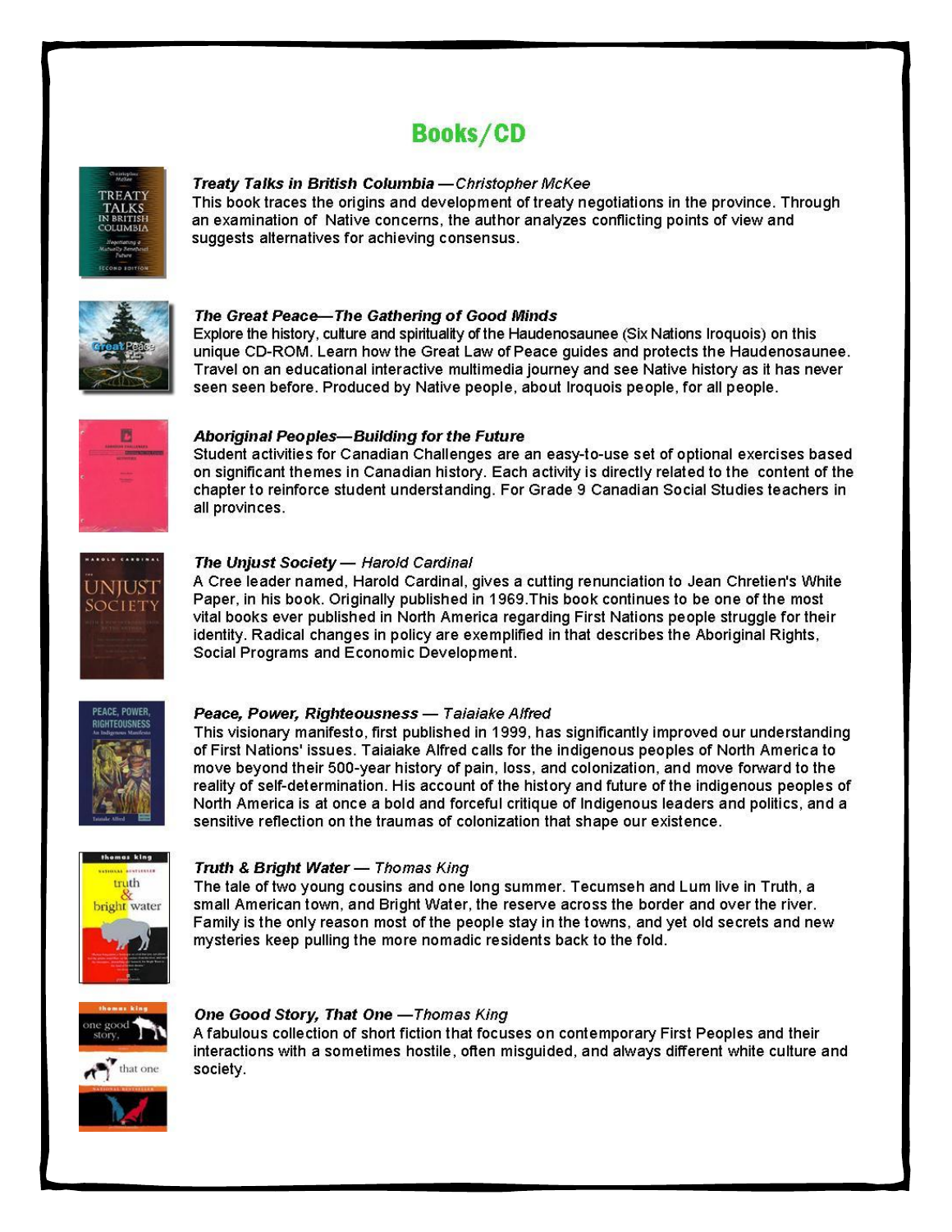# Books/CD

***Treaty Talks in British Columbia*** — *Christopher McKee*
This book traces the origins and development of treaty negotiations in the province. Through an examination of Native concerns, the author analyzes conflicting points of view and suggests alternatives for achieving consensus.

***The Great Peace—The Gathering of Good Minds***
Explore the history, culture and spirituality of the Haudenosaunee (Six Nations Iroquois) on this unique CD-ROM. Learn how the Great Law of Peace guides and protects the Haudenosaunee. Travel on an educational interactive multimedia journey and see Native history as it has never seen seen before. Produced by Native people, about Iroquois people, for all people.

***Aboriginal Peoples—Building for the Future***
Student activities for Canadian Challenges are an easy-to-use set of optional exercises based on significant themes in Canadian history. Each activity is directly related to the content of the chapter to reinforce student understanding. For Grade 9 Canadian Social Studies teachers in all provinces.

***The Unjust Society*** — *Harold Cardinal*
A Cree leader named, Harold Cardinal, gives a cutting renunciation to Jean Chretien's White Paper, in his book. Originally published in 1969.This book continues to be one of the most vital books ever published in North America regarding First Nations people struggle for their identity. Radical changes in policy are exemplified in that describes the Aboriginal Rights, Social Programs and Economic Development.

***Peace, Power, Righteousness*** — *Taiaiake Alfred*
This visionary manifesto, first published in 1999, has significantly improved our understanding of First Nations' issues. Taiaiake Alfred calls for the indigenous peoples of North America to move beyond their 500-year history of pain, loss, and colonization, and move forward to the reality of self-determination. His account of the history and future of the indigenous peoples of North America is at once a bold and forceful critique of Indigenous leaders and politics, and a sensitive reflection on the traumas of colonization that shape our existence.

***Truth & Bright Water*** — *Thomas King*
The tale of two young cousins and one long summer. Tecumseh and Lum live in Truth, a small American town, and Bright Water, the reserve across the border and over the river. Family is the only reason most of the people stay in the towns, and yet old secrets and new mysteries keep pulling the more nomadic residents back to the fold.

***One Good Story, That One*** — *Thomas King*
A fabulous collection of short fiction that focuses on contemporary First Peoples and their interactions with a sometimes hostile, often misguided, and always different white culture and society.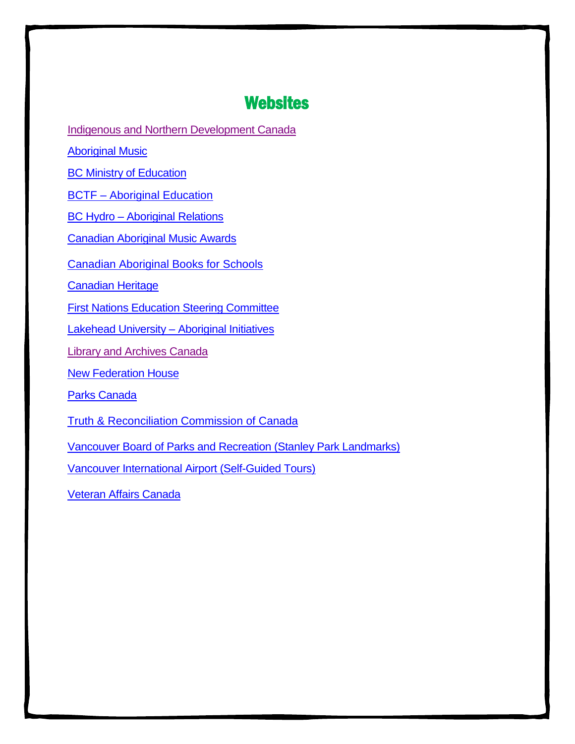# Websites

Indigenous and Northern Development Canada

Aboriginal Music

BC Ministry of Education

BCTF – Aboriginal Education

BC Hydro – Aboriginal Relations

Canadian Aboriginal Music Awards

Canadian Aboriginal Books for Schools

Canadian Heritage

First Nations Education Steering Committee

Lakehead University – Aboriginal Initiatives

Library and Archives Canada

New Federation House

Parks Canada

Truth & Reconciliation Commission of Canada

Vancouver Board of Parks and Recreation (Stanley Park Landmarks)

Vancouver International Airport (Self-Guided Tours)

Veteran Affairs Canada